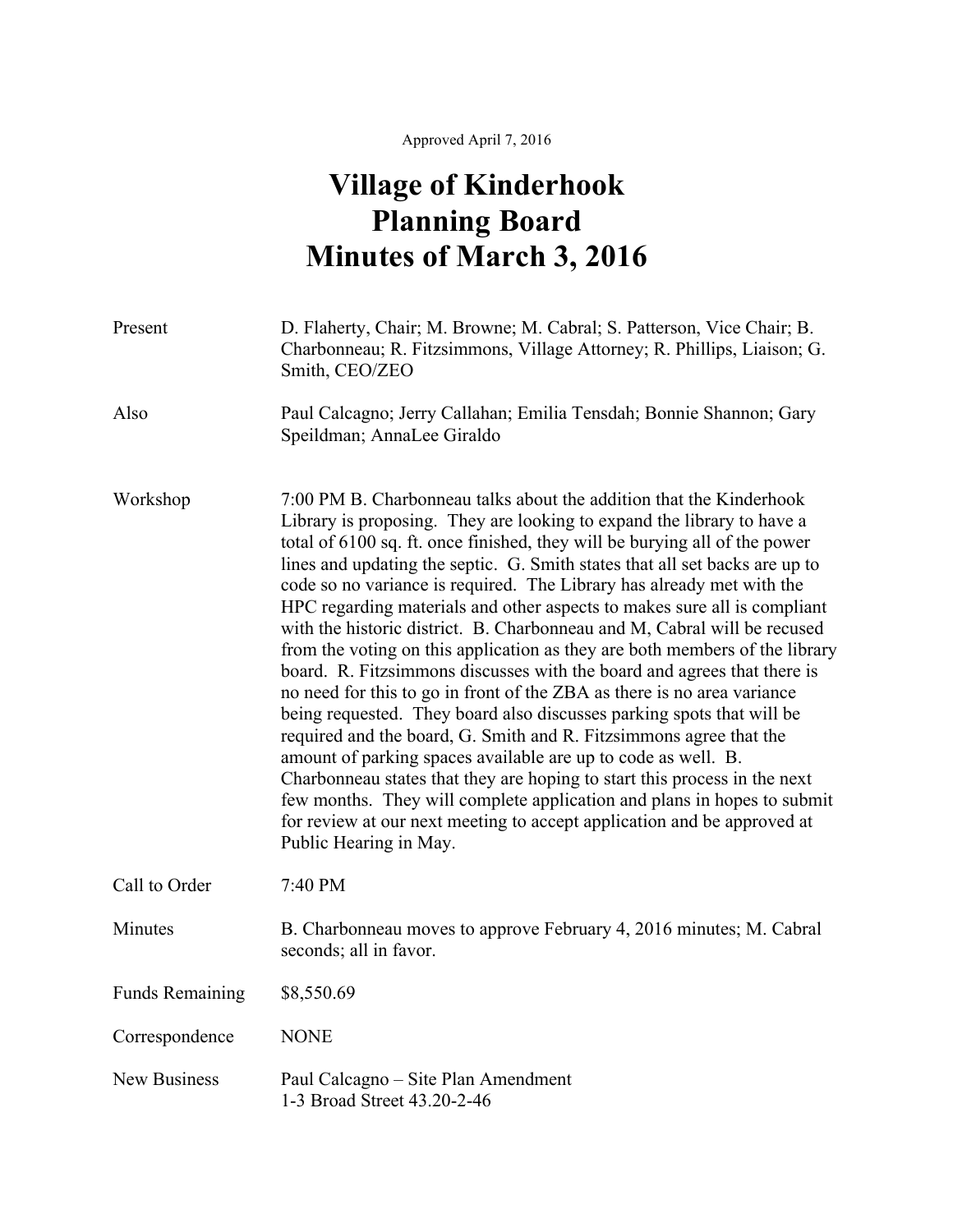Approved April 7, 2016

# Village of Kinderhook Planning Board Minutes of March 3, 2016

| | |
|---|---|
| Present | D. Flaherty, Chair; M. Browne; M. Cabral; S. Patterson, Vice Chair; B. Charbonneau; R. Fitzsimmons, Village Attorney; R. Phillips, Liaison; G. Smith, CEO/ZEO |
| Also | Paul Calcagno; Jerry Callahan; Emilia Tensdah; Bonnie Shannon; Gary Speildman; AnnaLee Giraldo |
| Workshop | 7:00 PM B. Charbonneau talks about the addition that the Kinderhook Library is proposing. They are looking to expand the library to have a total of 6100 sq. ft. once finished, they will be burying all of the power lines and updating the septic. G. Smith states that all set backs are up to code so no variance is required. The Library has already met with the HPC regarding materials and other aspects to makes sure all is compliant with the historic district. B. Charbonneau and M, Cabral will be recused from the voting on this application as they are both members of the library board. R. Fitzsimmons discusses with the board and agrees that there is no need for this to go in front of the ZBA as there is no area variance being requested. They board also discusses parking spots that will be required and the board, G. Smith and R. Fitzsimmons agree that the amount of parking spaces available are up to code as well. B. Charbonneau states that they are hoping to start this process in the next few months. They will complete application and plans in hopes to submit for review at our next meeting to accept application and be approved at Public Hearing in May. |
| Call to Order | 7:40 PM |
| Minutes | B. Charbonneau moves to approve February 4, 2016 minutes; M. Cabral seconds; all in favor. |
| Funds Remaining | $8,550.69 |
| Correspondence | NONE |
| New Business | Paul Calcagno – Site Plan Amendment<br>1-3 Broad Street 43.20-2-46 |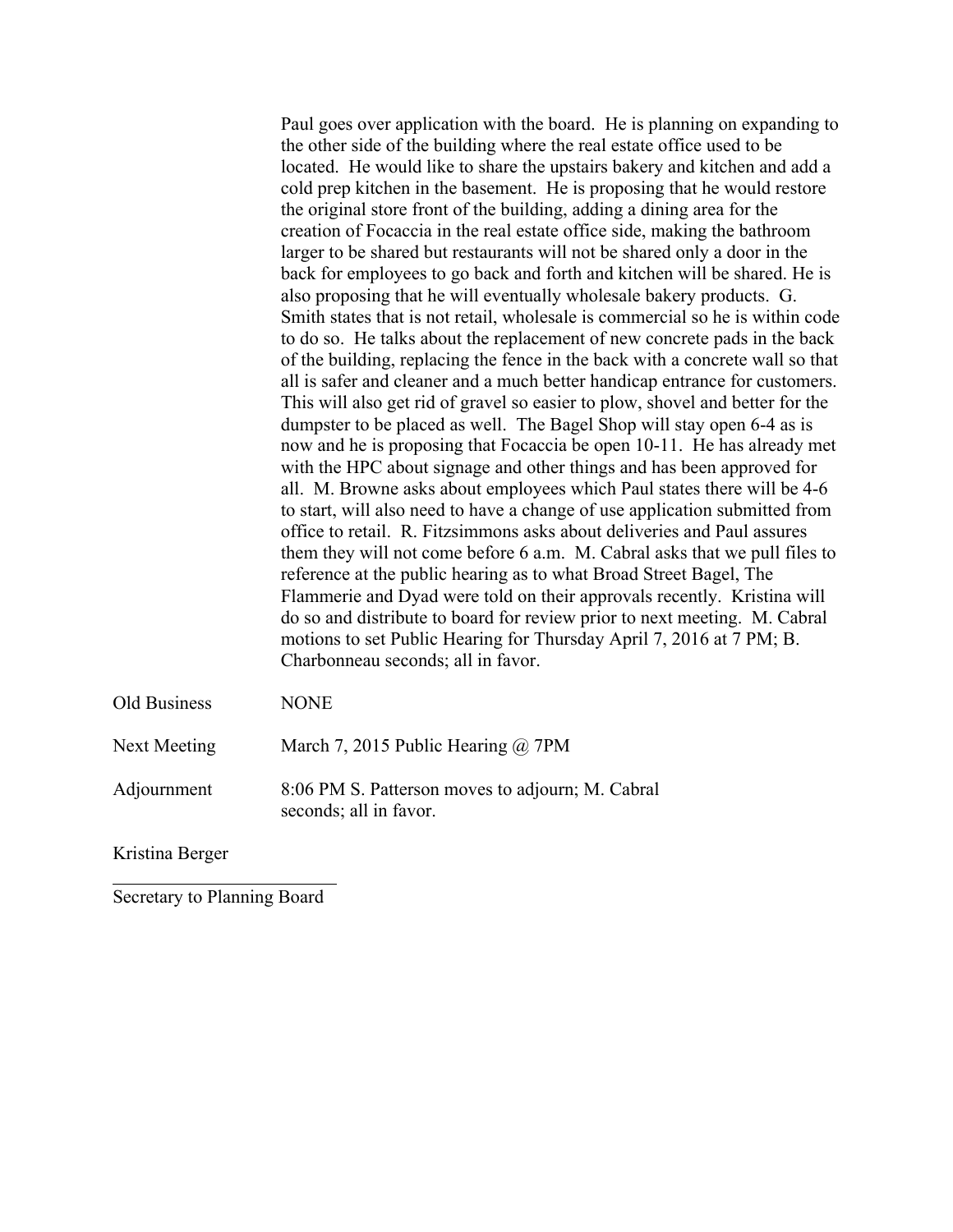Paul goes over application with the board. He is planning on expanding to the other side of the building where the real estate office used to be located. He would like to share the upstairs bakery and kitchen and add a cold prep kitchen in the basement. He is proposing that he would restore the original store front of the building, adding a dining area for the creation of Focaccia in the real estate office side, making the bathroom larger to be shared but restaurants will not be shared only a door in the back for employees to go back and forth and kitchen will be shared. He is also proposing that he will eventually wholesale bakery products. G. Smith states that is not retail, wholesale is commercial so he is within code to do so. He talks about the replacement of new concrete pads in the back of the building, replacing the fence in the back with a concrete wall so that all is safer and cleaner and a much better handicap entrance for customers. This will also get rid of gravel so easier to plow, shovel and better for the dumpster to be placed as well. The Bagel Shop will stay open 6-4 as is now and he is proposing that Focaccia be open 10-11. He has already met with the HPC about signage and other things and has been approved for all. M. Browne asks about employees which Paul states there will be 4-6 to start, will also need to have a change of use application submitted from office to retail. R. Fitzsimmons asks about deliveries and Paul assures them they will not come before 6 a.m. M. Cabral asks that we pull files to reference at the public hearing as to what Broad Street Bagel, The Flammerie and Dyad were told on their approvals recently. Kristina will do so and distribute to board for review prior to next meeting. M. Cabral motions to set Public Hearing for Thursday April 7, 2016 at 7 PM; B. Charbonneau seconds; all in favor.

Old Business NONE

Next Meeting March 7, 2015 Public Hearing @ 7PM

Adjournment 8:06 PM S. Patterson moves to adjourn; M. Cabral seconds; all in favor.

Kristina Berger

Secretary to Planning Board